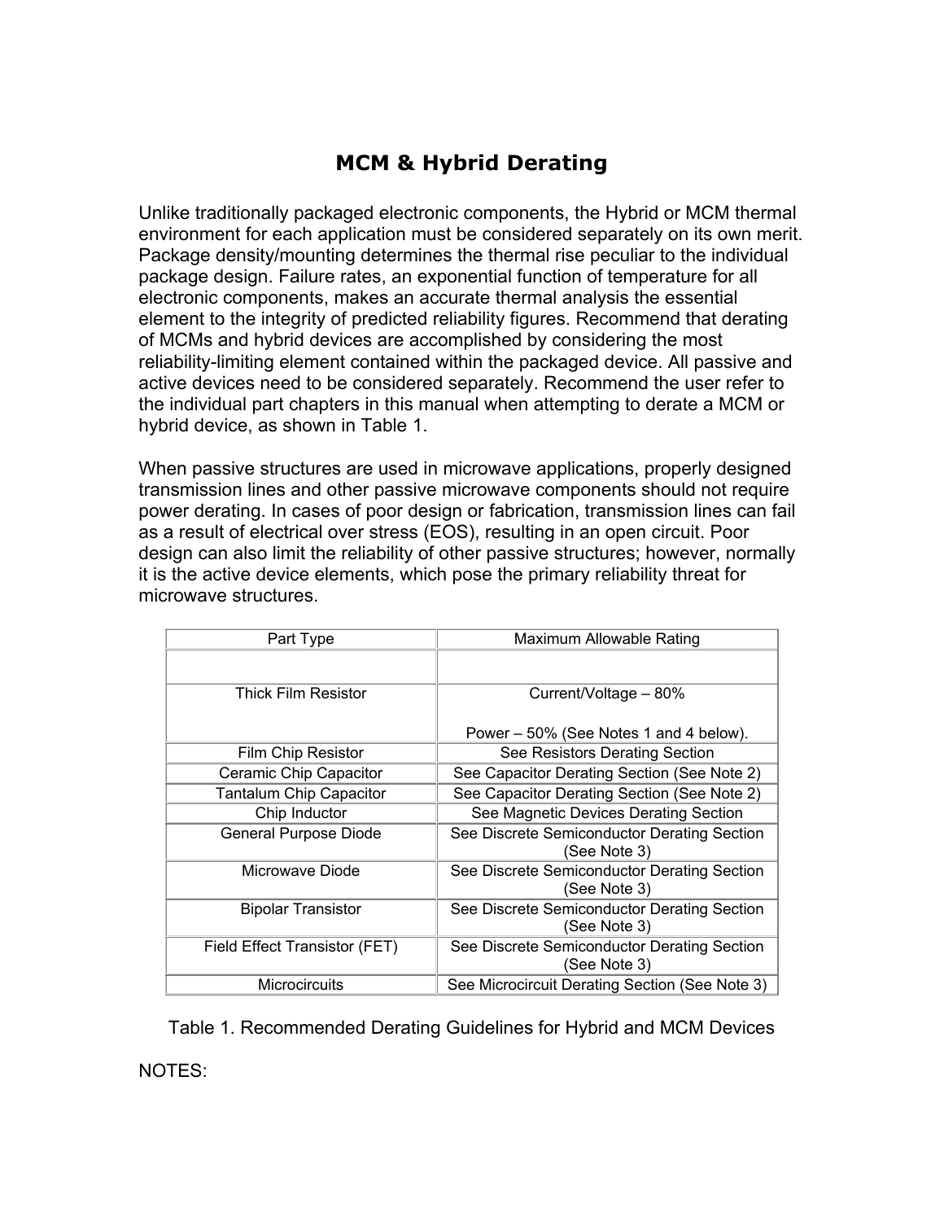# MCM & Hybrid Derating

Unlike traditionally packaged electronic components, the Hybrid or MCM thermal environment for each application must be considered separately on its own merit. Package density/mounting determines the thermal rise peculiar to the individual package design. Failure rates, an exponential function of temperature for all electronic components, makes an accurate thermal analysis the essential element to the integrity of predicted reliability figures. Recommend that derating of MCMs and hybrid devices are accomplished by considering the most reliability-limiting element contained within the packaged device. All passive and active devices need to be considered separately. Recommend the user refer to the individual part chapters in this manual when attempting to derate a MCM or hybrid device, as shown in Table 1.

When passive structures are used in microwave applications, properly designed transmission lines and other passive microwave components should not require power derating. In cases of poor design or fabrication, transmission lines can fail as a result of electrical over stress (EOS), resulting in an open circuit. Poor design can also limit the reliability of other passive structures; however, normally it is the active device elements, which pose the primary reliability threat for microwave structures.

| Part Type | Maximum Allowable Rating |
|---|---|
| | |
| Thick Film Resistor | Current/Voltage – 80%<br><br>Power – 50% (See Notes 1 and 4 below). |
| Film Chip Resistor | See Resistors Derating Section |
| Ceramic Chip Capacitor | See Capacitor Derating Section (See Note 2) |
| Tantalum Chip Capacitor | See Capacitor Derating Section (See Note 2) |
| Chip Inductor | See Magnetic Devices Derating Section |
| General Purpose Diode | See Discrete Semiconductor Derating Section (See Note 3) |
| Microwave Diode | See Discrete Semiconductor Derating Section (See Note 3) |
| Bipolar Transistor | See Discrete Semiconductor Derating Section (See Note 3) |
| Field Effect Transistor (FET) | See Discrete Semiconductor Derating Section (See Note 3) |
| Microcircuits | See Microcircuit Derating Section (See Note 3) |

Table 1. Recommended Derating Guidelines for Hybrid and MCM Devices

NOTES: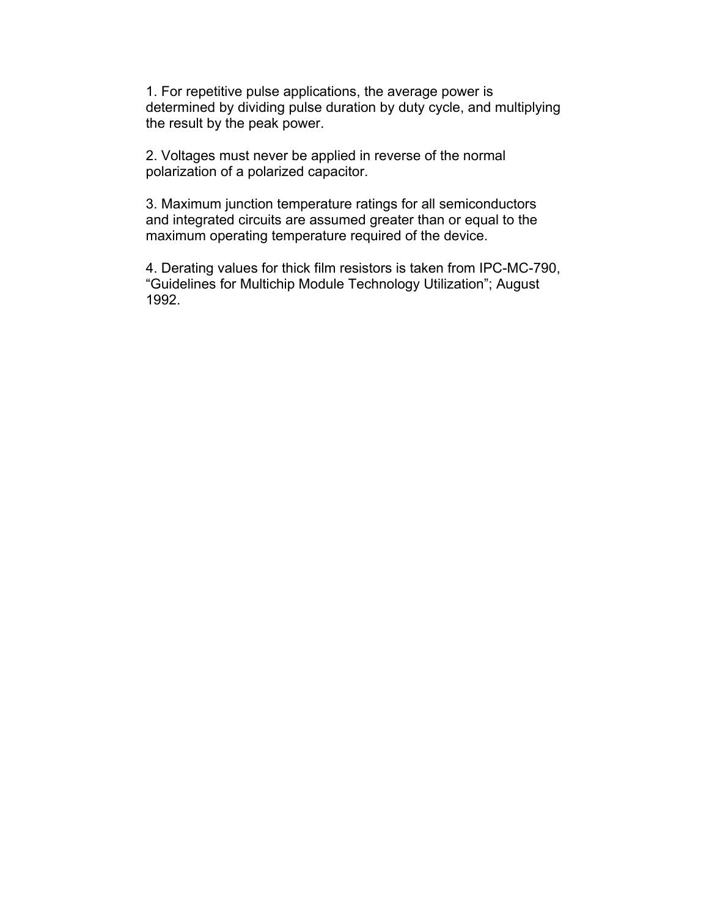1. For repetitive pulse applications, the average power is determined by dividing pulse duration by duty cycle, and multiplying the result by the peak power.

2. Voltages must never be applied in reverse of the normal polarization of a polarized capacitor.

3. Maximum junction temperature ratings for all semiconductors and integrated circuits are assumed greater than or equal to the maximum operating temperature required of the device.

4. Derating values for thick film resistors is taken from IPC-MC-790, “Guidelines for Multichip Module Technology Utilization”; August 1992.